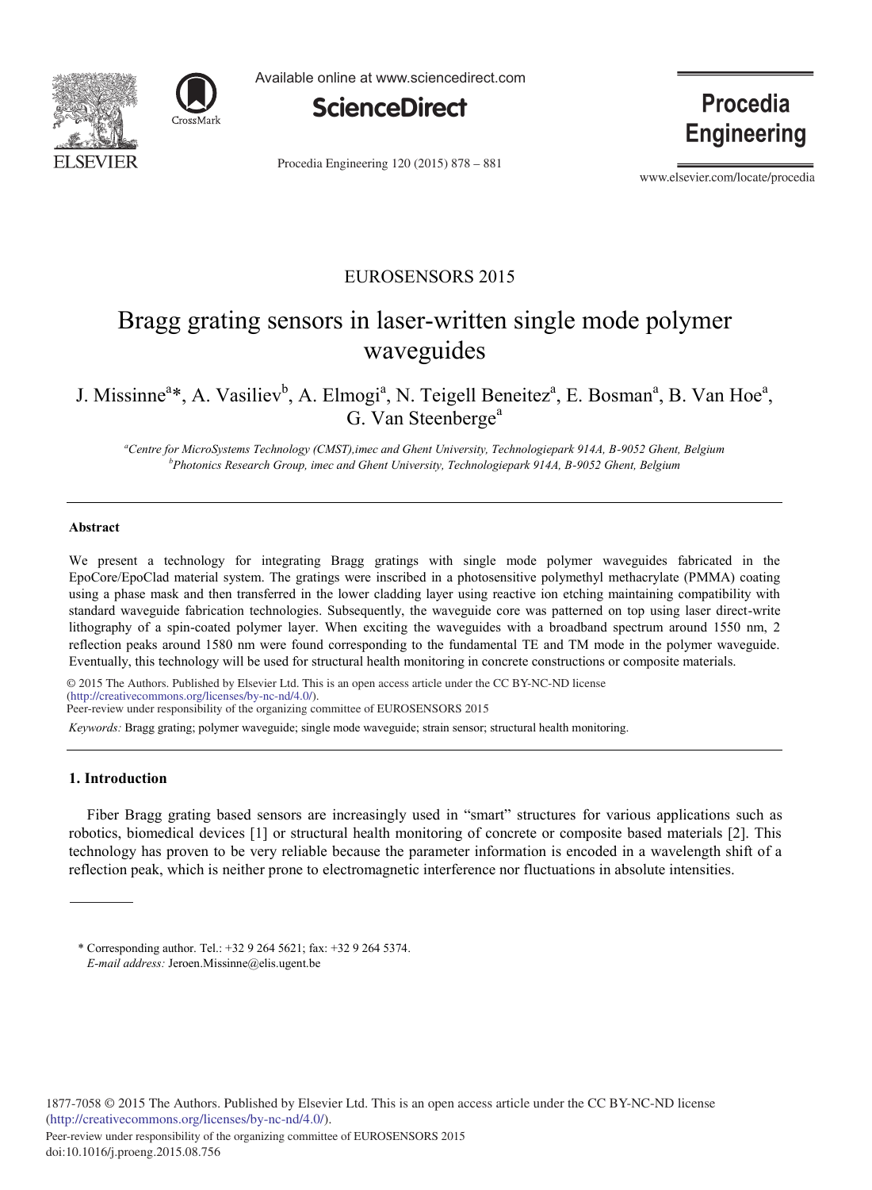EUROSENSORS 2015

# Bragg grating sensors in laser-written single mode polymer waveguides

J. Missinne[a]*, A. Vasiliev[b], A. Elmogi[a], N. Teigell Beneitez[a], E. Bosman[a], B. Van Hoe[a], G. Van Steenberge[a]

[a]Centre for MicroSystems Technology (CMST),imec and Ghent University, Technologiepark 914A, B-9052 Ghent, Belgium
[b]Photonics Research Group, imec and Ghent University, Technologiepark 914A, B-9052 Ghent, Belgium

## Abstract

We present a technology for integrating Bragg gratings with single mode polymer waveguides fabricated in the EpoCore/EpoClad material system. The gratings were inscribed in a photosensitive polymethyl methacrylate (PMMA) coating using a phase mask and then transferred in the lower cladding layer using reactive ion etching maintaining compatibility with standard waveguide fabrication technologies. Subsequently, the waveguide core was patterned on top using laser direct-write lithography of a spin-coated polymer layer. When exciting the waveguides with a broadband spectrum around 1550 nm, 2 reflection peaks around 1580 nm were found corresponding to the fundamental TE and TM mode in the polymer waveguide. Eventually, this technology will be used for structural health monitoring in concrete constructions or composite materials.

© 2015 The Authors. Published by Elsevier Ltd. This is an open access article under the CC BY-NC-ND license (http://creativecommons.org/licenses/by-nc-nd/4.0/).
Peer-review under responsibility of the organizing committee of EUROSENSORS 2015

*Keywords:* Bragg grating; polymer waveguide; single mode waveguide; strain sensor; structural health monitoring.

## 1. Introduction

Fiber Bragg grating based sensors are increasingly used in "smart" structures for various applications such as robotics, biomedical devices [1] or structural health monitoring of concrete or composite based materials [2]. This technology has proven to be very reliable because the parameter information is encoded in a wavelength shift of a reflection peak, which is neither prone to electromagnetic interference nor fluctuations in absolute intensities.

* Corresponding author. Tel.: +32 9 264 5621; fax: +32 9 264 5374.
*E-mail address:* Jeroen.Missinne@elis.ugent.be

1877-7058 © 2015 The Authors. Published by Elsevier Ltd. This is an open access article under the CC BY-NC-ND license (http://creativecommons.org/licenses/by-nc-nd/4.0/).
Peer-review under responsibility of the organizing committee of EUROSENSORS 2015
doi:10.1016/j.proeng.2015.08.756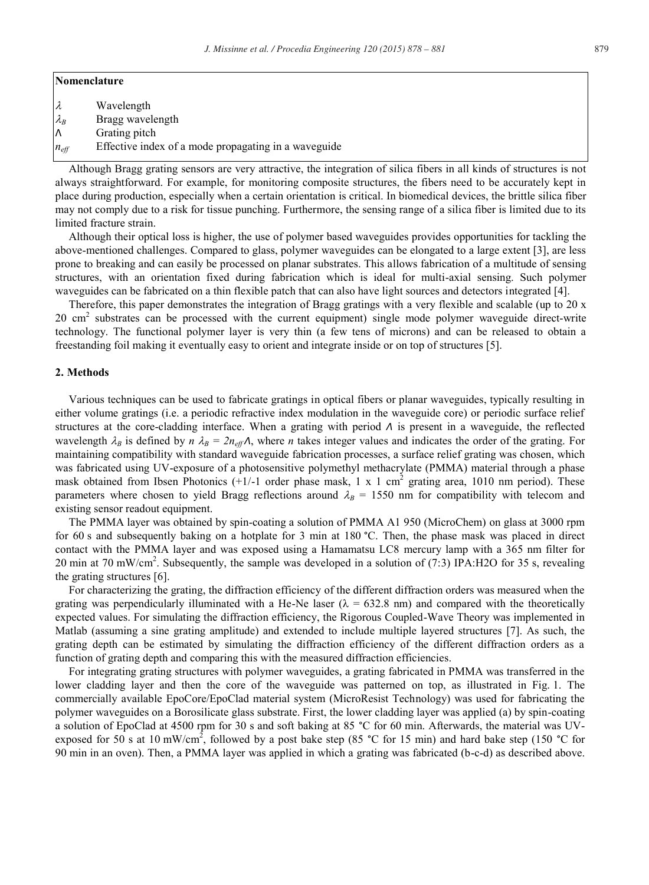**Nomenclature**

| | |
|---|---|
| $\lambda$ | Wavelength |
| $\lambda_B$ | Bragg wavelength |
| $\Lambda$ | Grating pitch |
| $n_{eff}$ | Effective index of a mode propagating in a waveguide |

Although Bragg grating sensors are very attractive, the integration of silica fibers in all kinds of structures is not always straightforward. For example, for monitoring composite structures, the fibers need to be accurately kept in place during production, especially when a certain orientation is critical. In biomedical devices, the brittle silica fiber may not comply due to a risk for tissue punching. Furthermore, the sensing range of a silica fiber is limited due to its limited fracture strain.

Although their optical loss is higher, the use of polymer based waveguides provides opportunities for tackling the above-mentioned challenges. Compared to glass, polymer waveguides can be elongated to a large extent [3], are less prone to breaking and can easily be processed on planar substrates. This allows fabrication of a multitude of sensing structures, with an orientation fixed during fabrication which is ideal for multi-axial sensing. Such polymer waveguides can be fabricated on a thin flexible patch that can also have light sources and detectors integrated [4].

Therefore, this paper demonstrates the integration of Bragg gratings with a very flexible and scalable (up to 20 x 20 $cm^2$ substrates can be processed with the current equipment) single mode polymer waveguide direct-write technology. The functional polymer layer is very thin (a few tens of microns) and can be released to obtain a freestanding foil making it eventually easy to orient and integrate inside or on top of structures [5].

## 2. Methods

Various techniques can be used to fabricate gratings in optical fibers or planar waveguides, typically resulting in either volume gratings (i.e. a periodic refractive index modulation in the waveguide core) or periodic surface relief structures at the core-cladding interface. When a grating with period $\Lambda$ is present in a waveguide, the reflected wavelength $\lambda_B$ is defined by $n\ \lambda_B = 2n_{eff}\Lambda$, where $n$ takes integer values and indicates the order of the grating. For maintaining compatibility with standard waveguide fabrication processes, a surface relief grating was chosen, which was fabricated using UV-exposure of a photosensitive polymethyl methacrylate (PMMA) material through a phase mask obtained from Ibsen Photonics (+1/-1 order phase mask, 1 x 1 $cm^2$ grating area, 1010 nm period). These parameters where chosen to yield Bragg reflections around $\lambda_B$ = 1550 nm for compatibility with telecom and existing sensor readout equipment.

The PMMA layer was obtained by spin-coating a solution of PMMA A1 950 (MicroChem) on glass at 3000 rpm for 60 s and subsequently baking on a hotplate for 3 min at 180 °C. Then, the phase mask was placed in direct contact with the PMMA layer and was exposed using a Hamamatsu LC8 mercury lamp with a 365 nm filter for 20 min at 70 mW/$cm^2$. Subsequently, the sample was developed in a solution of (7:3) IPA:$H_2O$ for 35 s, revealing the grating structures [6].

For characterizing the grating, the diffraction efficiency of the different diffraction orders was measured when the grating was perpendicularly illuminated with a He-Ne laser ($\lambda$ = 632.8 nm) and compared with the theoretically expected values. For simulating the diffraction efficiency, the Rigorous Coupled-Wave Theory was implemented in Matlab (assuming a sine grating amplitude) and extended to include multiple layered structures [7]. As such, the grating depth can be estimated by simulating the diffraction efficiency of the different diffraction orders as a function of grating depth and comparing this with the measured diffraction efficiencies.

For integrating grating structures with polymer waveguides, a grating fabricated in PMMA was transferred in the lower cladding layer and then the core of the waveguide was patterned on top, as illustrated in Fig. 1. The commercially available EpoCore/EpoClad material system (MicroResist Technology) was used for fabricating the polymer waveguides on a Borosilicate glass substrate. First, the lower cladding layer was applied (a) by spin-coating a solution of EpoClad at 4500 rpm for 30 s and soft baking at 85 °C for 60 min. Afterwards, the material was UV-exposed for 50 s at 10 mW/$cm^2$, followed by a post bake step (85 °C for 15 min) and hard bake step (150 °C for 90 min in an oven). Then, a PMMA layer was applied in which a grating was fabricated (b-c-d) as described above.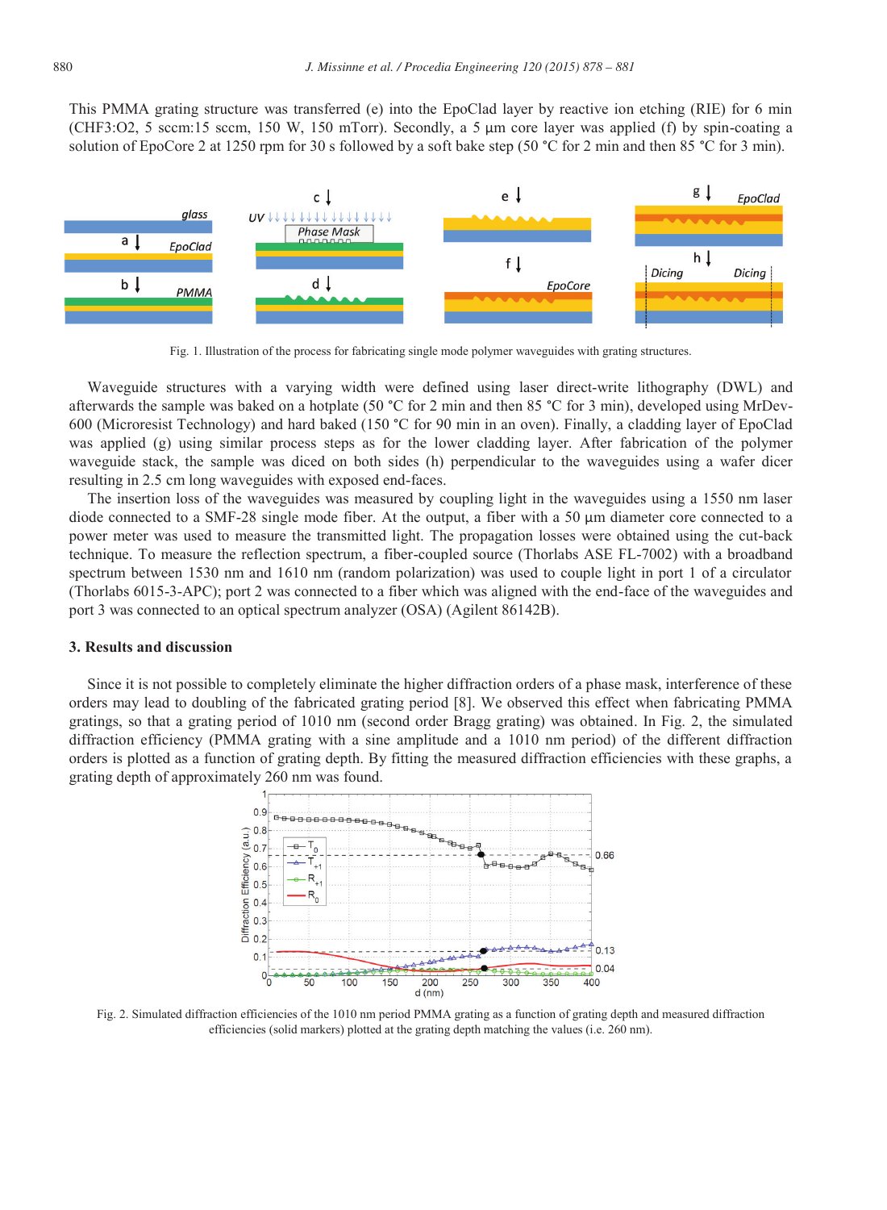This PMMA grating structure was transferred (e) into the EpoClad layer by reactive ion etching (RIE) for 6 min ($CHF_3$:$O_2$, 5 sccm:15 sccm, 150 W, 150 mTorr). Secondly, a 5 µm core layer was applied (f) by spin-coating a solution of EpoCore 2 at 1250 rpm for 30 s followed by a soft bake step (50 °C for 2 min and then 85 °C for 3 min).

Fig. 1. Illustration of the process for fabricating single mode polymer waveguides with grating structures.

Waveguide structures with a varying width were defined using laser direct-write lithography (DWL) and afterwards the sample was baked on a hotplate (50 °C for 2 min and then 85 °C for 3 min), developed using MrDev-600 (Microresist Technology) and hard baked (150 °C for 90 min in an oven). Finally, a cladding layer of EpoClad was applied (g) using similar process steps as for the lower cladding layer. After fabrication of the polymer waveguide stack, the sample was diced on both sides (h) perpendicular to the waveguides using a wafer dicer resulting in 2.5 cm long waveguides with exposed end-faces.

The insertion loss of the waveguides was measured by coupling light in the waveguides using a 1550 nm laser diode connected to a SMF-28 single mode fiber. At the output, a fiber with a 50 µm diameter core connected to a power meter was used to measure the transmitted light. The propagation losses were obtained using the cut-back technique. To measure the reflection spectrum, a fiber-coupled source (Thorlabs ASE FL-7002) with a broadband spectrum between 1530 nm and 1610 nm (random polarization) was used to couple light in port 1 of a circulator (Thorlabs 6015-3-APC); port 2 was connected to a fiber which was aligned with the end-face of the waveguides and port 3 was connected to an optical spectrum analyzer (OSA) (Agilent 86142B).

## 3. Results and discussion

Since it is not possible to completely eliminate the higher diffraction orders of a phase mask, interference of these orders may lead to doubling of the fabricated grating period [8]. We observed this effect when fabricating PMMA gratings, so that a grating period of 1010 nm (second order Bragg grating) was obtained. In Fig. 2, the simulated diffraction efficiency (PMMA grating with a sine amplitude and a 1010 nm period) of the different diffraction orders is plotted as a function of grating depth. By fitting the measured diffraction efficiencies with these graphs, a grating depth of approximately 260 nm was found.

Fig. 2. Simulated diffraction efficiencies of the 1010 nm period PMMA grating as a function of grating depth and measured diffraction efficiencies (solid markers) plotted at the grating depth matching the values (i.e. 260 nm).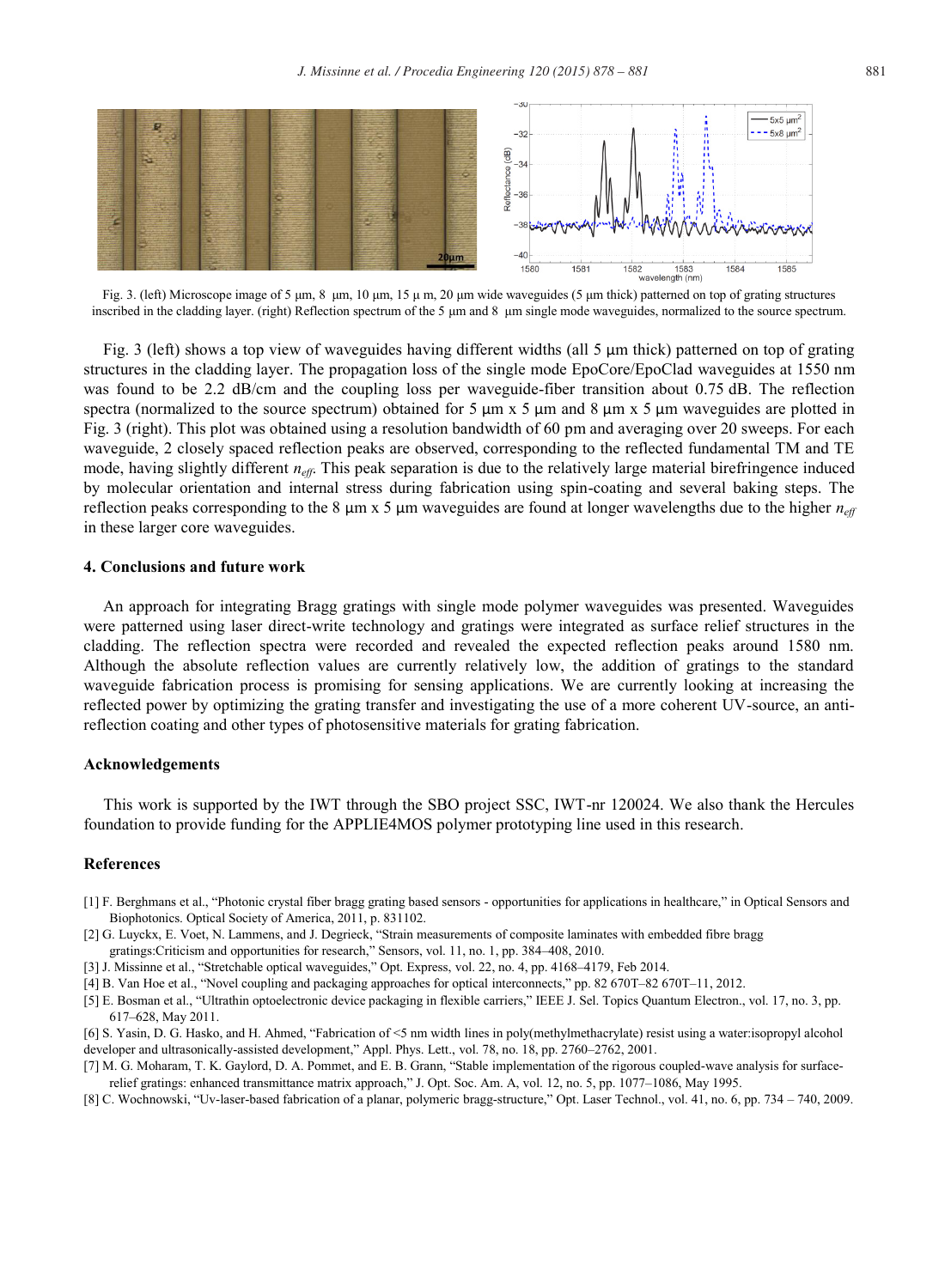−30
−32
−34
−36
−38
−40
Reflectance (dB)
1580
1581
1582
1583
1584
1585
wavelength (nm)
5x5 μm²
5x8 μm²
20μm

Fig. 3. (left) Microscope image of 5 µm, 8 µm, 10 µm, 15 µ m, 20 µm wide waveguides (5 µm thick) patterned on top of grating structures inscribed in the cladding layer. (right) Reflection spectrum of the 5 µm and 8 µm single mode waveguides, normalized to the source spectrum.

Fig. 3 (left) shows a top view of waveguides having different widths (all 5 µm thick) patterned on top of grating structures in the cladding layer. The propagation loss of the single mode EpoCore/EpoClad waveguides at 1550 nm was found to be 2.2 dB/cm and the coupling loss per waveguide-fiber transition about 0.75 dB. The reflection spectra (normalized to the source spectrum) obtained for 5 µm x 5 µm and 8 µm x 5 µm waveguides are plotted in Fig. 3 (right). This plot was obtained using a resolution bandwidth of 60 pm and averaging over 20 sweeps. For each waveguide, 2 closely spaced reflection peaks are observed, corresponding to the reflected fundamental TM and TE mode, having slightly different $n_{eff}$. This peak separation is due to the relatively large material birefringence induced by molecular orientation and internal stress during fabrication using spin-coating and several baking steps. The reflection peaks corresponding to the 8 µm x 5 µm waveguides are found at longer wavelengths due to the higher $n_{eff}$ in these larger core waveguides.

## 4. Conclusions and future work

An approach for integrating Bragg gratings with single mode polymer waveguides was presented. Waveguides were patterned using laser direct-write technology and gratings were integrated as surface relief structures in the cladding. The reflection spectra were recorded and revealed the expected reflection peaks around 1580 nm. Although the absolute reflection values are currently relatively low, the addition of gratings to the standard waveguide fabrication process is promising for sensing applications. We are currently looking at increasing the reflected power by optimizing the grating transfer and investigating the use of a more coherent UV-source, an anti-reflection coating and other types of photosensitive materials for grating fabrication.

## Acknowledgements

This work is supported by the IWT through the SBO project SSC, IWT-nr 120024. We also thank the Hercules foundation to provide funding for the APPLIE4MOS polymer prototyping line used in this research.

## References

[1] F. Berghmans et al., "Photonic crystal fiber bragg grating based sensors - opportunities for applications in healthcare," in Optical Sensors and Biophotonics. Optical Society of America, 2011, p. 831102.

[2] G. Luyckx, E. Voet, N. Lammens, and J. Degrieck, "Strain measurements of composite laminates with embedded fibre bragg gratings:Criticism and opportunities for research," Sensors, vol. 11, no. 1, pp. 384–408, 2010.

[3] J. Missinne et al., "Stretchable optical waveguides," Opt. Express, vol. 22, no. 4, pp. 4168–4179, Feb 2014.

[4] B. Van Hoe et al., "Novel coupling and packaging approaches for optical interconnects," pp. 82 670T–82 670T–11, 2012.

[5] E. Bosman et al., "Ultrathin optoelectronic device packaging in flexible carriers," IEEE J. Sel. Topics Quantum Electron., vol. 17, no. 3, pp. 617–628, May 2011.

[6] S. Yasin, D. G. Hasko, and H. Ahmed, "Fabrication of <5 nm width lines in poly(methylmethacrylate) resist using a water:isopropyl alcohol developer and ultrasonically-assisted development," Appl. Phys. Lett., vol. 78, no. 18, pp. 2760–2762, 2001.

[7] M. G. Moharam, T. K. Gaylord, D. A. Pommet, and E. B. Grann, "Stable implementation of the rigorous coupled-wave analysis for surface-relief gratings: enhanced transmittance matrix approach," J. Opt. Soc. Am. A, vol. 12, no. 5, pp. 1077–1086, May 1995.

[8] C. Wochnowski, "Uv-laser-based fabrication of a planar, polymeric bragg-structure," Opt. Laser Technol., vol. 41, no. 6, pp. 734 – 740, 2009.